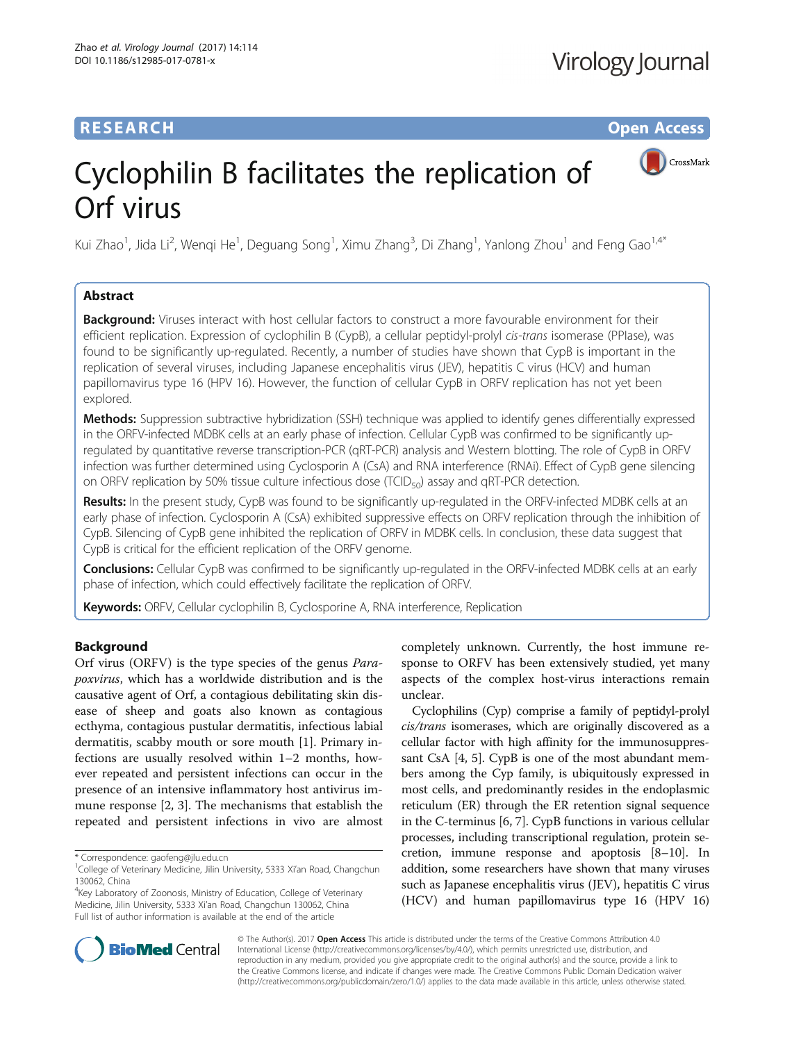**RESEARCH** **Open Access**

# Cyclophilin B facilitates the replication of Orf virus

Kui Zhao[1], Jida Li[2], Wenqi He[1], Deguang Song[1], Ximu Zhang[3], Di Zhang[1], Yanlong Zhou[1] and Feng Gao[1,4*]

## Abstract

**Background:** Viruses interact with host cellular factors to construct a more favourable environment for their efficient replication. Expression of cyclophilin B (CypB), a cellular peptidyl-prolyl *cis-trans* isomerase (PPIase), was found to be significantly up-regulated. Recently, a number of studies have shown that CypB is important in the replication of several viruses, including Japanese encephalitis virus (JEV), hepatitis C virus (HCV) and human papillomavirus type 16 (HPV 16). However, the function of cellular CypB in ORFV replication has not yet been explored.

**Methods:** Suppression subtractive hybridization (SSH) technique was applied to identify genes differentially expressed in the ORFV-infected MDBK cells at an early phase of infection. Cellular CypB was confirmed to be significantly up-regulated by quantitative reverse transcription-PCR (qRT-PCR) analysis and Western blotting. The role of CypB in ORFV infection was further determined using Cyclosporin A (CsA) and RNA interference (RNAi). Effect of CypB gene silencing on ORFV replication by 50% tissue culture infectious dose ($TCID_{50}$) assay and qRT-PCR detection.

**Results:** In the present study, CypB was found to be significantly up-regulated in the ORFV-infected MDBK cells at an early phase of infection. Cyclosporin A (CsA) exhibited suppressive effects on ORFV replication through the inhibition of CypB. Silencing of CypB gene inhibited the replication of ORFV in MDBK cells. In conclusion, these data suggest that CypB is critical for the efficient replication of the ORFV genome.

**Conclusions:** Cellular CypB was confirmed to be significantly up-regulated in the ORFV-infected MDBK cells at an early phase of infection, which could effectively facilitate the replication of ORFV.

**Keywords:** ORFV, Cellular cyclophilin B, Cyclosporine A, RNA interference, Replication

## Background

Orf virus (ORFV) is the type species of the genus *Parapoxvirus*, which has a worldwide distribution and is the causative agent of Orf, a contagious debilitating skin disease of sheep and goats also known as contagious ecthyma, contagious pustular dermatitis, infectious labial dermatitis, scabby mouth or sore mouth [1]. Primary infections are usually resolved within 1–2 months, however repeated and persistent infections can occur in the presence of an intensive inflammatory host antivirus immune response [2, 3]. The mechanisms that establish the repeated and persistent infections in vivo are almost completely unknown. Currently, the host immune response to ORFV has been extensively studied, yet many aspects of the complex host-virus interactions remain unclear.

Cyclophilins (Cyp) comprise a family of peptidyl-prolyl *cis/trans* isomerases, which are originally discovered as a cellular factor with high affinity for the immunosuppressant CsA [4, 5]. CypB is one of the most abundant members among the Cyp family, is ubiquitously expressed in most cells, and predominantly resides in the endoplasmic reticulum (ER) through the ER retention signal sequence in the C-terminus [6, 7]. CypB functions in various cellular processes, including transcriptional regulation, protein secretion, immune response and apoptosis [8–10]. In addition, some researchers have shown that many viruses such as Japanese encephalitis virus (JEV), hepatitis C virus (HCV) and human papillomavirus type 16 (HPV 16)

\* Correspondence: gaofeng@jlu.edu.cn
[1]College of Veterinary Medicine, Jilin University, 5333 Xi'an Road, Changchun 130062, China
[4]Key Laboratory of Zoonosis, Ministry of Education, College of Veterinary Medicine, Jilin University, 5333 Xi'an Road, Changchun 130062, China
Full list of author information is available at the end of the article

© The Author(s). 2017 **Open Access** This article is distributed under the terms of the Creative Commons Attribution 4.0 International License (http://creativecommons.org/licenses/by/4.0/), which permits unrestricted use, distribution, and reproduction in any medium, provided you give appropriate credit to the original author(s) and the source, provide a link to the Creative Commons license, and indicate if changes were made. The Creative Commons Public Domain Dedication waiver (http://creativecommons.org/publicdomain/zero/1.0/) applies to the data made available in this article, unless otherwise stated.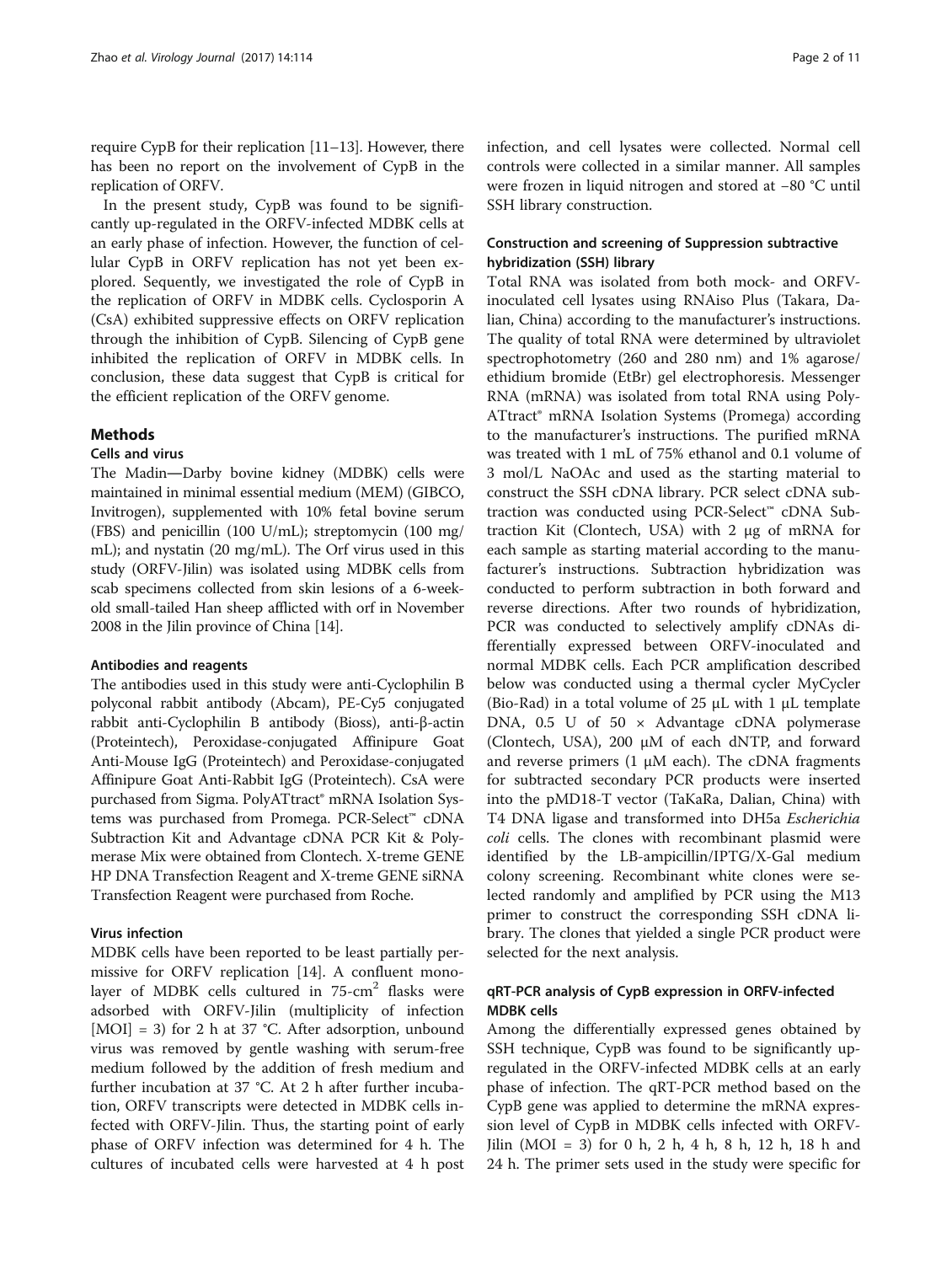require CypB for their replication [11–13]. However, there has been no report on the involvement of CypB in the replication of ORFV.

In the present study, CypB was found to be significantly up-regulated in the ORFV-infected MDBK cells at an early phase of infection. However, the function of cellular CypB in ORFV replication has not yet been explored. Sequently, we investigated the role of CypB in the replication of ORFV in MDBK cells. Cyclosporin A (CsA) exhibited suppressive effects on ORFV replication through the inhibition of CypB. Silencing of CypB gene inhibited the replication of ORFV in MDBK cells. In conclusion, these data suggest that CypB is critical for the efficient replication of the ORFV genome.

## Methods

### Cells and virus

The Madin—Darby bovine kidney (MDBK) cells were maintained in minimal essential medium (MEM) (GIBCO, Invitrogen), supplemented with 10% fetal bovine serum (FBS) and penicillin (100 U/mL); streptomycin (100 mg/mL); and nystatin (20 mg/mL). The Orf virus used in this study (ORFV-Jilin) was isolated using MDBK cells from scab specimens collected from skin lesions of a 6-week-old small-tailed Han sheep afflicted with orf in November 2008 in the Jilin province of China [14].

### Antibodies and reagents

The antibodies used in this study were anti-Cyclophilin B polyconal rabbit antibody (Abcam), PE-Cy5 conjugated rabbit anti-Cyclophilin B antibody (Bioss), anti-β-actin (Proteintech), Peroxidase-conjugated Affinipure Goat Anti-Mouse IgG (Proteintech) and Peroxidase-conjugated Affinipure Goat Anti-Rabbit IgG (Proteintech). CsA were purchased from Sigma. PolyATtract® mRNA Isolation Systems was purchased from Promega. PCR-Select™ cDNA Subtraction Kit and Advantage cDNA PCR Kit & Polymerase Mix were obtained from Clontech. X-treme GENE HP DNA Transfection Reagent and X-treme GENE siRNA Transfection Reagent were purchased from Roche.

### Virus infection

MDBK cells have been reported to be least partially permissive for ORFV replication [14]. A confluent monolayer of MDBK cells cultured in 75-cm$^2$ flasks were adsorbed with ORFV-Jilin (multiplicity of infection [MOI] = 3) for 2 h at 37 °C. After adsorption, unbound virus was removed by gentle washing with serum-free medium followed by the addition of fresh medium and further incubation at 37 °C. At 2 h after further incubation, ORFV transcripts were detected in MDBK cells infected with ORFV-Jilin. Thus, the starting point of early phase of ORFV infection was determined for 4 h. The cultures of incubated cells were harvested at 4 h post infection, and cell lysates were collected. Normal cell controls were collected in a similar manner. All samples were frozen in liquid nitrogen and stored at −80 °C until SSH library construction.

### Construction and screening of Suppression subtractive hybridization (SSH) library

Total RNA was isolated from both mock- and ORFV-inoculated cell lysates using RNAiso Plus (Takara, Dalian, China) according to the manufacturer's instructions. The quality of total RNA were determined by ultraviolet spectrophotometry (260 and 280 nm) and 1% agarose/ethidium bromide (EtBr) gel electrophoresis. Messenger RNA (mRNA) was isolated from total RNA using PolyATtract® mRNA Isolation Systems (Promega) according to the manufacturer's instructions. The purified mRNA was treated with 1 mL of 75% ethanol and 0.1 volume of 3 mol/L NaOAc and used as the starting material to construct the SSH cDNA library. PCR select cDNA subtraction was conducted using PCR-Select™ cDNA Subtraction Kit (Clontech, USA) with 2 μg of mRNA for each sample as starting material according to the manufacturer's instructions. Subtraction hybridization was conducted to perform subtraction in both forward and reverse directions. After two rounds of hybridization, PCR was conducted to selectively amplify cDNAs differentially expressed between ORFV-inoculated and normal MDBK cells. Each PCR amplification described below was conducted using a thermal cycler MyCycler (Bio-Rad) in a total volume of 25 μL with 1 μL template DNA, 0.5 U of 50 × Advantage cDNA polymerase (Clontech, USA), 200 μM of each dNTP, and forward and reverse primers (1 μM each). The cDNA fragments for subtracted secondary PCR products were inserted into the pMD18-T vector (TaKaRa, Dalian, China) with T4 DNA ligase and transformed into DH5a *Escherichia coli* cells. The clones with recombinant plasmid were identified by the LB-ampicillin/IPTG/X-Gal medium colony screening. Recombinant white clones were selected randomly and amplified by PCR using the M13 primer to construct the corresponding SSH cDNA library. The clones that yielded a single PCR product were selected for the next analysis.

### qRT-PCR analysis of CypB expression in ORFV-infected MDBK cells

Among the differentially expressed genes obtained by SSH technique, CypB was found to be significantly up-regulated in the ORFV-infected MDBK cells at an early phase of infection. The qRT-PCR method based on the CypB gene was applied to determine the mRNA expression level of CypB in MDBK cells infected with ORFV-Jilin (MOI = 3) for 0 h, 2 h, 4 h, 8 h, 12 h, 18 h and 24 h. The primer sets used in the study were specific for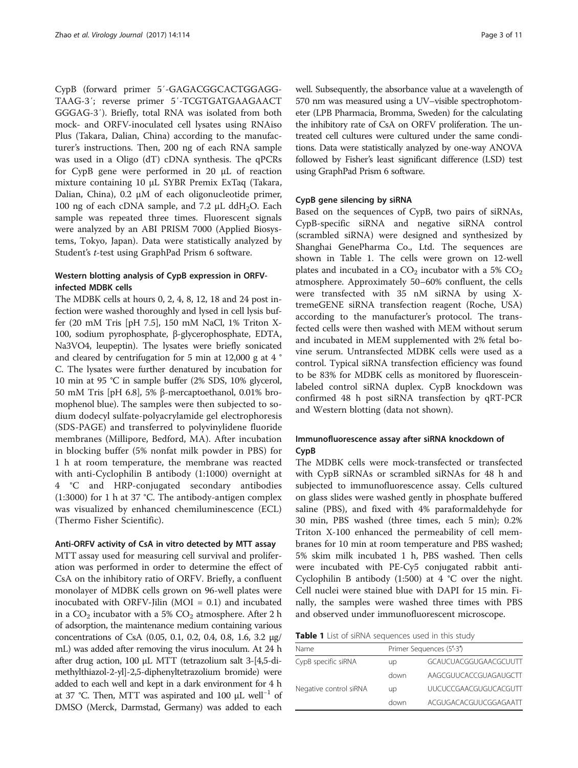CypB (forward primer 5′-GAGACGGCACTGGAGG-TAAG-3′; reverse primer 5′-TCGTGATGAAGAACT GGGAG-3′). Briefly, total RNA was isolated from both mock- and ORFV-inoculated cell lysates using RNAiso Plus (Takara, Dalian, China) according to the manufacturer's instructions. Then, 200 ng of each RNA sample was used in a Oligo (dT) cDNA synthesis. The qPCRs for CypB gene were performed in 20 μL of reaction mixture containing 10 μL SYBR Premix ExTaq (Takara, Dalian, China), 0.2 μM of each oligonucleotide primer, 100 ng of each cDNA sample, and 7.2 μL $ddH_2O$. Each sample was repeated three times. Fluorescent signals were analyzed by an ABI PRISM 7000 (Applied Biosystems, Tokyo, Japan). Data were statistically analyzed by Student's *t*-test using GraphPad Prism 6 software.

### Western blotting analysis of CypB expression in ORFV-infected MDBK cells

The MDBK cells at hours 0, 2, 4, 8, 12, 18 and 24 post infection were washed thoroughly and lysed in cell lysis buffer (20 mM Tris [pH 7.5], 150 mM NaCl, 1% Triton X-100, sodium pyrophosphate, β-glycerophosphate, EDTA, Na3VO4, leupeptin). The lysates were briefly sonicated and cleared by centrifugation for 5 min at 12,000 g at 4 °C. The lysates were further denatured by incubation for 10 min at 95 °C in sample buffer (2% SDS, 10% glycerol, 50 mM Tris [pH 6.8], 5% β-mercaptoethanol, 0.01% bromophenol blue). The samples were then subjected to sodium dodecyl sulfate-polyacrylamide gel electrophoresis (SDS-PAGE) and transferred to polyvinylidene fluoride membranes (Millipore, Bedford, MA). After incubation in blocking buffer (5% nonfat milk powder in PBS) for 1 h at room temperature, the membrane was reacted with anti-Cyclophilin B antibody (1:1000) overnight at 4 °C and HRP-conjugated secondary antibodies (1:3000) for 1 h at 37 °C. The antibody-antigen complex was visualized by enhanced chemiluminescence (ECL) (Thermo Fisher Scientific).

### Anti-ORFV activity of CsA in vitro detected by MTT assay

MTT assay used for measuring cell survival and proliferation was performed in order to determine the effect of CsA on the inhibitory ratio of ORFV. Briefly, a confluent monolayer of MDBK cells grown on 96-well plates were inocubated with ORFV-Jilin (MOI = 0.1) and incubated in a $CO_2$ incubator with a 5% $CO_2$ atmosphere. After 2 h of adsorption, the maintenance medium containing various concentrations of CsA (0.05, 0.1, 0.2, 0.4, 0.8, 1.6, 3.2 μg/mL) was added after removing the virus inoculum. At 24 h after drug action, 100 μL MTT (tetrazolium salt 3-[4,5-dimethylthiazol-2-yl]-2,5-diphenyltetrazolium bromide) were added to each well and kept in a dark environment for 4 h at 37 °C. Then, MTT was aspirated and 100 μL $well^{-1}$ of DMSO (Merck, Darmstad, Germany) was added to each well. Subsequently, the absorbance value at a wavelength of 570 nm was measured using a UV–visible spectrophotometer (LPB Pharmacia, Bromma, Sweden) for the calculating the inhibitory rate of CsA on ORFV proliferation. The untreated cell cultures were cultured under the same conditions. Data were statistically analyzed by one-way ANOVA followed by Fisher's least significant difference (LSD) test using GraphPad Prism 6 software.

### CypB gene silencing by siRNA

Based on the sequences of CypB, two pairs of siRNAs, CypB-specific siRNA and negative siRNA control (scrambled siRNA) were designed and synthesized by Shanghai GenePharma Co., Ltd. The sequences are shown in Table 1. The cells were grown on 12-well plates and incubated in a $CO_2$ incubator with a 5% $CO_2$ atmosphere. Approximately 50–60% confluent, the cells were transfected with 35 nM siRNA by using X-tremeGENE siRNA transfection reagent (Roche, USA) according to the manufacturer's protocol. The transfected cells were then washed with MEM without serum and incubated in MEM supplemented with 2% fetal bovine serum. Untransfected MDBK cells were used as a control. Typical siRNA transfection efficiency was found to be 83% for MDBK cells as monitored by fluorescein-labeled control siRNA duplex. CypB knockdown was confirmed 48 h post siRNA transfection by qRT-PCR and Western blotting (data not shown).

### Immunofluorescence assay after siRNA knockdown of CypB

The MDBK cells were mock-transfected or transfected with CypB siRNAs or scrambled siRNAs for 48 h and subjected to immunofluorescence assay. Cells cultured on glass slides were washed gently in phosphate buffered saline (PBS), and fixed with 4% paraformaldehyde for 30 min, PBS washed (three times, each 5 min); 0.2% Triton X-100 enhanced the permeability of cell membranes for 10 min at room temperature and PBS washed; 5% skim milk incubated 1 h, PBS washed. Then cells were incubated with PE-Cy5 conjugated rabbit anti-Cyclophilin B antibody (1:500) at 4 °C over the night. Cell nuclei were stained blue with DAPI for 15 min. Finally, the samples were washed three times with PBS and observed under immunofluorescent microscope.

**Table 1** List of siRNA sequences used in this study

| Name | Primer Sequences (5′-3′) | |
|---|---|---|
| CypB specific siRNA | up | GCAUCUACGGUGAACGCUUTT |
| | down | AAGCGUUCACCGUAGAUGCTT |
| Negative control siRNA | up | UUCUCCGAACGUGUCACGUTT |
| | down | ACGUGACACGUUCGGAGAATT |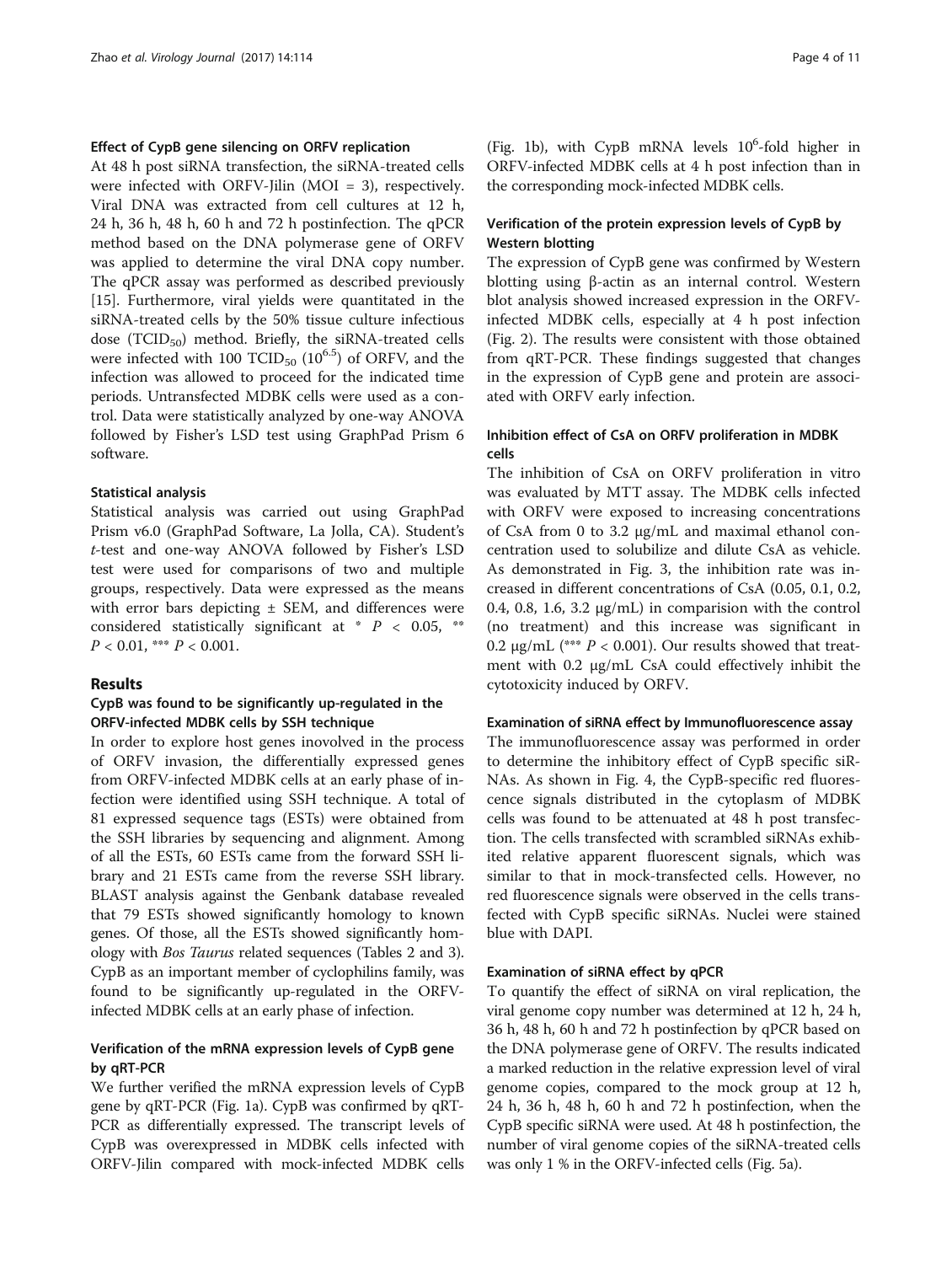#### Effect of CypB gene silencing on ORFV replication

At 48 h post siRNA transfection, the siRNA-treated cells were infected with ORFV-Jilin (MOI = 3), respectively. Viral DNA was extracted from cell cultures at 12 h, 24 h, 36 h, 48 h, 60 h and 72 h postinfection. The qPCR method based on the DNA polymerase gene of ORFV was applied to determine the viral DNA copy number. The qPCR assay was performed as described previously [15]. Furthermore, viral yields were quantitated in the siRNA-treated cells by the 50% tissue culture infectious dose ($TCID_{50}$) method. Briefly, the siRNA-treated cells were infected with 100 $TCID_{50}$ ($10^{6.5}$) of ORFV, and the infection was allowed to proceed for the indicated time periods. Untransfected MDBK cells were used as a control. Data were statistically analyzed by one-way ANOVA followed by Fisher's LSD test using GraphPad Prism 6 software.

#### Statistical analysis

Statistical analysis was carried out using GraphPad Prism v6.0 (GraphPad Software, La Jolla, CA). Student's *t*-test and one-way ANOVA followed by Fisher's LSD test were used for comparisons of two and multiple groups, respectively. Data were expressed as the means with error bars depicting ± SEM, and differences were considered statistically significant at * $P < 0.05$, ** $P < 0.01$, *** $P < 0.001$.

## Results

#### CypB was found to be significantly up-regulated in the ORFV-infected MDBK cells by SSH technique

In order to explore host genes inovolved in the process of ORFV invasion, the differentially expressed genes from ORFV-infected MDBK cells at an early phase of infection were identified using SSH technique. A total of 81 expressed sequence tags (ESTs) were obtained from the SSH libraries by sequencing and alignment. Among of all the ESTs, 60 ESTs came from the forward SSH library and 21 ESTs came from the reverse SSH library. BLAST analysis against the Genbank database revealed that 79 ESTs showed significantly homology to known genes. Of those, all the ESTs showed significantly homology with *Bos Taurus* related sequences (Tables 2 and 3). CypB as an important member of cyclophilins family, was found to be significantly up-regulated in the ORFV-infected MDBK cells at an early phase of infection.

#### Verification of the mRNA expression levels of CypB gene by qRT-PCR

We further verified the mRNA expression levels of CypB gene by qRT-PCR (Fig. 1a). CypB was confirmed by qRT-PCR as differentially expressed. The transcript levels of CypB was overexpressed in MDBK cells infected with ORFV-Jilin compared with mock-infected MDBK cells (Fig. 1b), with CypB mRNA levels $10^6$-fold higher in ORFV-infected MDBK cells at 4 h post infection than in the corresponding mock-infected MDBK cells.

#### Verification of the protein expression levels of CypB by Western blotting

The expression of CypB gene was confirmed by Western blotting using β-actin as an internal control. Western blot analysis showed increased expression in the ORFV-infected MDBK cells, especially at 4 h post infection (Fig. 2). The results were consistent with those obtained from qRT-PCR. These findings suggested that changes in the expression of CypB gene and protein are associated with ORFV early infection.

#### Inhibition effect of CsA on ORFV proliferation in MDBK cells

The inhibition of CsA on ORFV proliferation in vitro was evaluated by MTT assay. The MDBK cells infected with ORFV were exposed to increasing concentrations of CsA from 0 to 3.2 μg/mL and maximal ethanol concentration used to solubilize and dilute CsA as vehicle. As demonstrated in Fig. 3, the inhibition rate was increased in different concentrations of CsA (0.05, 0.1, 0.2, 0.4, 0.8, 1.6, 3.2 μg/mL) in comparision with the control (no treatment) and this increase was significant in 0.2 μg/mL (*** $P < 0.001$). Our results showed that treatment with 0.2 μg/mL CsA could effectively inhibit the cytotoxicity induced by ORFV.

#### Examination of siRNA effect by Immunofluorescence assay

The immunofluorescence assay was performed in order to determine the inhibitory effect of CypB specific siRNAs. As shown in Fig. 4, the CypB-specific red fluorescence signals distributed in the cytoplasm of MDBK cells was found to be attenuated at 48 h post transfection. The cells transfected with scrambled siRNAs exhibited relative apparent fluorescent signals, which was similar to that in mock-transfected cells. However, no red fluorescence signals were observed in the cells transfected with CypB specific siRNAs. Nuclei were stained blue with DAPI.

#### Examination of siRNA effect by qPCR

To quantify the effect of siRNA on viral replication, the viral genome copy number was determined at 12 h, 24 h, 36 h, 48 h, 60 h and 72 h postinfection by qPCR based on the DNA polymerase gene of ORFV. The results indicated a marked reduction in the relative expression level of viral genome copies, compared to the mock group at 12 h, 24 h, 36 h, 48 h, 60 h and 72 h postinfection, when the CypB specific siRNA were used. At 48 h postinfection, the number of viral genome copies of the siRNA-treated cells was only 1 % in the ORFV-infected cells (Fig. 5a).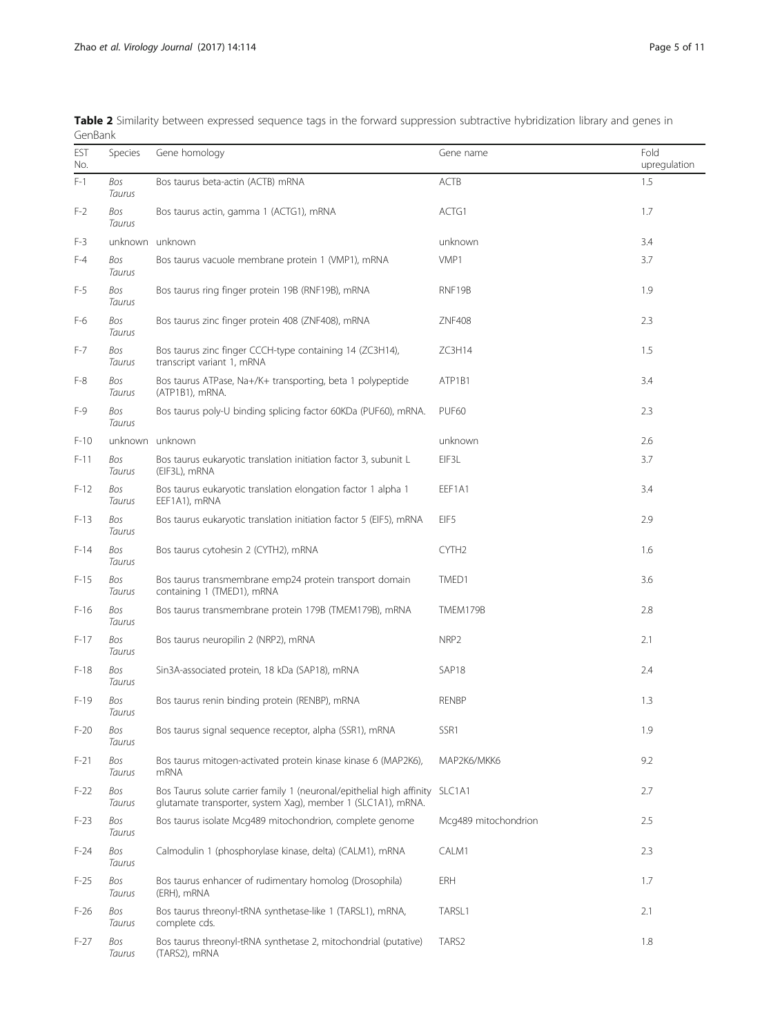**Table 2** Similarity between expressed sequence tags in the forward suppression subtractive hybridization library and genes in GenBank

| EST No. | Species | Gene homology | Gene name | Fold upregulation |
|---|---|---|---|---|
| F-1 | *Bos Taurus* | Bos taurus beta-actin (ACTB) mRNA | ACTB | 1.5 |
| F-2 | *Bos Taurus* | Bos taurus actin, gamma 1 (ACTG1), mRNA | ACTG1 | 1.7 |
| F-3 | unknown | unknown | unknown | 3.4 |
| F-4 | *Bos Taurus* | Bos taurus vacuole membrane protein 1 (VMP1), mRNA | VMP1 | 3.7 |
| F-5 | *Bos Taurus* | Bos taurus ring finger protein 19B (RNF19B), mRNA | RNF19B | 1.9 |
| F-6 | *Bos Taurus* | Bos taurus zinc finger protein 408 (ZNF408), mRNA | ZNF408 | 2.3 |
| F-7 | *Bos Taurus* | Bos taurus zinc finger CCCH-type containing 14 (ZC3H14), transcript variant 1, mRNA | ZC3H14 | 1.5 |
| F-8 | *Bos Taurus* | Bos taurus ATPase, Na+/K+ transporting, beta 1 polypeptide (ATP1B1), mRNA. | ATP1B1 | 3.4 |
| F-9 | *Bos Taurus* | Bos taurus poly-U binding splicing factor 60KDa (PUF60), mRNA. | PUF60 | 2.3 |
| F-10 | unknown | unknown | unknown | 2.6 |
| F-11 | *Bos Taurus* | Bos taurus eukaryotic translation initiation factor 3, subunit L (EIF3L), mRNA | EIF3L | 3.7 |
| F-12 | *Bos Taurus* | Bos taurus eukaryotic translation elongation factor 1 alpha 1 EEF1A1), mRNA | EEF1A1 | 3.4 |
| F-13 | *Bos Taurus* | Bos taurus eukaryotic translation initiation factor 5 (EIF5), mRNA | EIF5 | 2.9 |
| F-14 | *Bos Taurus* | Bos taurus cytohesin 2 (CYTH2), mRNA | CYTH2 | 1.6 |
| F-15 | *Bos Taurus* | Bos taurus transmembrane emp24 protein transport domain containing 1 (TMED1), mRNA | TMED1 | 3.6 |
| F-16 | *Bos Taurus* | Bos taurus transmembrane protein 179B (TMEM179B), mRNA | TMEM179B | 2.8 |
| F-17 | *Bos Taurus* | Bos taurus neuropilin 2 (NRP2), mRNA | NRP2 | 2.1 |
| F-18 | *Bos Taurus* | Sin3A-associated protein, 18 kDa (SAP18), mRNA | SAP18 | 2.4 |
| F-19 | *Bos Taurus* | Bos taurus renin binding protein (RENBP), mRNA | RENBP | 1.3 |
| F-20 | *Bos Taurus* | Bos taurus signal sequence receptor, alpha (SSR1), mRNA | SSR1 | 1.9 |
| F-21 | *Bos Taurus* | Bos taurus mitogen-activated protein kinase kinase 6 (MAP2K6), mRNA | MAP2K6/MKK6 | 9.2 |
| F-22 | *Bos Taurus* | Bos Taurus solute carrier family 1 (neuronal/epithelial high affinity glutamate transporter, system Xag), member 1 (SLC1A1), mRNA. | SLC1A1 | 2.7 |
| F-23 | *Bos Taurus* | Bos taurus isolate Mcg489 mitochondrion, complete genome | Mcg489 mitochondrion | 2.5 |
| F-24 | *Bos Taurus* | Calmodulin 1 (phosphorylase kinase, delta) (CALM1), mRNA | CALM1 | 2.3 |
| F-25 | *Bos Taurus* | Bos taurus enhancer of rudimentary homolog (Drosophila) (ERH), mRNA | ERH | 1.7 |
| F-26 | *Bos Taurus* | Bos taurus threonyl-tRNA synthetase-like 1 (TARSL1), mRNA, complete cds. | TARSL1 | 2.1 |
| F-27 | *Bos Taurus* | Bos taurus threonyl-tRNA synthetase 2, mitochondrial (putative) (TARS2), mRNA | TARS2 | 1.8 |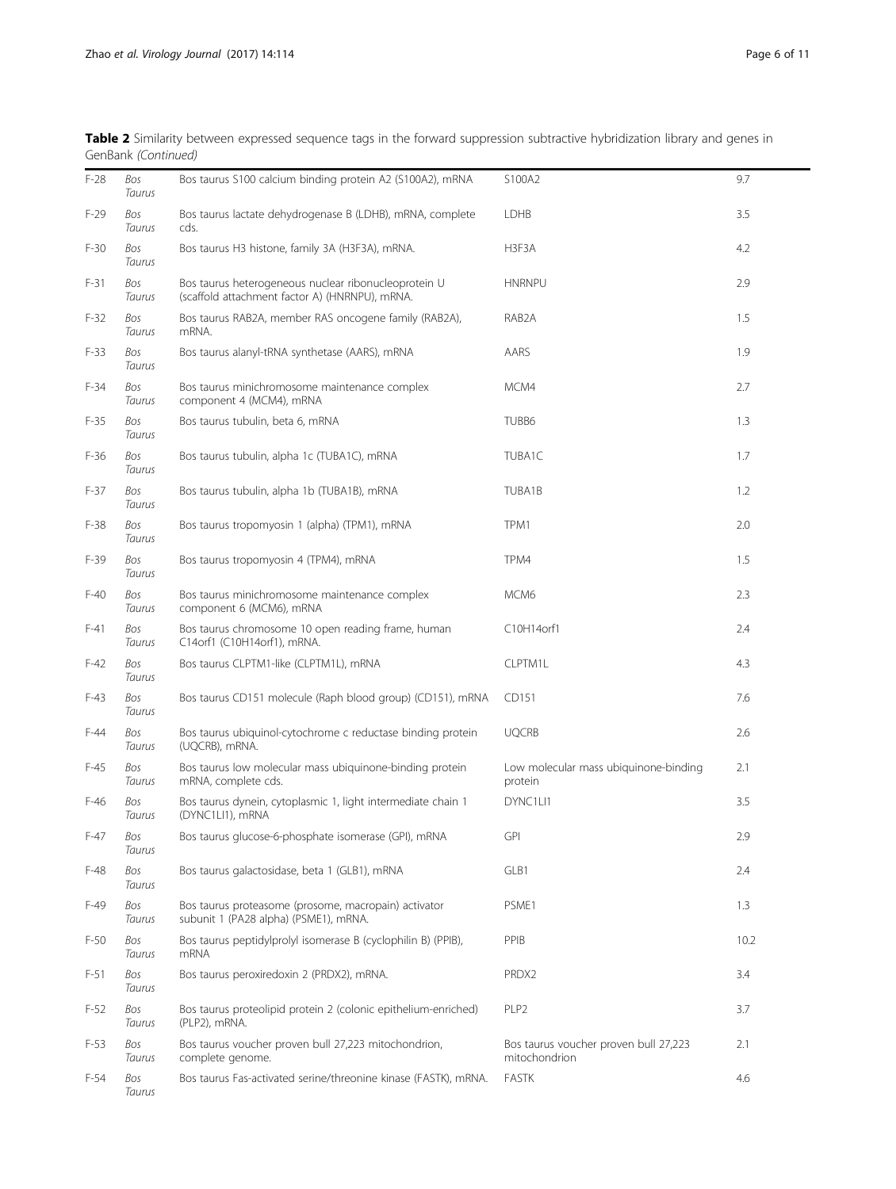**Table 2** Similarity between expressed sequence tags in the forward suppression subtractive hybridization library and genes in GenBank *(Continued)*

| | | | | |
|---|---|---|---|---|
| F-28 | *Bos Taurus* | Bos taurus S100 calcium binding protein A2 (S100A2), mRNA | S100A2 | 9.7 |
| F-29 | *Bos Taurus* | Bos taurus lactate dehydrogenase B (LDHB), mRNA, complete cds. | LDHB | 3.5 |
| F-30 | *Bos Taurus* | Bos taurus H3 histone, family 3A (H3F3A), mRNA. | H3F3A | 4.2 |
| F-31 | *Bos Taurus* | Bos taurus heterogeneous nuclear ribonucleoprotein U (scaffold attachment factor A) (HNRNPU), mRNA. | HNRNPU | 2.9 |
| F-32 | *Bos Taurus* | Bos taurus RAB2A, member RAS oncogene family (RAB2A), mRNA. | RAB2A | 1.5 |
| F-33 | *Bos Taurus* | Bos taurus alanyl-tRNA synthetase (AARS), mRNA | AARS | 1.9 |
| F-34 | *Bos Taurus* | Bos taurus minichromosome maintenance complex component 4 (MCM4), mRNA | MCM4 | 2.7 |
| F-35 | *Bos Taurus* | Bos taurus tubulin, beta 6, mRNA | TUBB6 | 1.3 |
| F-36 | *Bos Taurus* | Bos taurus tubulin, alpha 1c (TUBA1C), mRNA | TUBA1C | 1.7 |
| F-37 | *Bos Taurus* | Bos taurus tubulin, alpha 1b (TUBA1B), mRNA | TUBA1B | 1.2 |
| F-38 | *Bos Taurus* | Bos taurus tropomyosin 1 (alpha) (TPM1), mRNA | TPM1 | 2.0 |
| F-39 | *Bos Taurus* | Bos taurus tropomyosin 4 (TPM4), mRNA | TPM4 | 1.5 |
| F-40 | *Bos Taurus* | Bos taurus minichromosome maintenance complex component 6 (MCM6), mRNA | MCM6 | 2.3 |
| F-41 | *Bos Taurus* | Bos taurus chromosome 10 open reading frame, human C14orf1 (C10H14orf1), mRNA. | C10H14orf1 | 2.4 |
| F-42 | *Bos Taurus* | Bos taurus CLPTM1-like (CLPTM1L), mRNA | CLPTM1L | 4.3 |
| F-43 | *Bos Taurus* | Bos taurus CD151 molecule (Raph blood group) (CD151), mRNA | CD151 | 7.6 |
| F-44 | *Bos Taurus* | Bos taurus ubiquinol-cytochrome c reductase binding protein (UQCRB), mRNA. | UQCRB | 2.6 |
| F-45 | *Bos Taurus* | Bos taurus low molecular mass ubiquinone-binding protein mRNA, complete cds. | Low molecular mass ubiquinone-binding protein | 2.1 |
| F-46 | *Bos Taurus* | Bos taurus dynein, cytoplasmic 1, light intermediate chain 1 (DYNC1LI1), mRNA | DYNC1LI1 | 3.5 |
| F-47 | *Bos Taurus* | Bos taurus glucose-6-phosphate isomerase (GPI), mRNA | GPI | 2.9 |
| F-48 | *Bos Taurus* | Bos taurus galactosidase, beta 1 (GLB1), mRNA | GLB1 | 2.4 |
| F-49 | *Bos Taurus* | Bos taurus proteasome (prosome, macropain) activator subunit 1 (PA28 alpha) (PSME1), mRNA. | PSME1 | 1.3 |
| F-50 | *Bos Taurus* | Bos taurus peptidylprolyl isomerase B (cyclophilin B) (PPIB), mRNA | PPIB | 10.2 |
| F-51 | *Bos Taurus* | Bos taurus peroxiredoxin 2 (PRDX2), mRNA. | PRDX2 | 3.4 |
| F-52 | *Bos Taurus* | Bos taurus proteolipid protein 2 (colonic epithelium-enriched) (PLP2), mRNA. | PLP2 | 3.7 |
| F-53 | *Bos Taurus* | Bos taurus voucher proven bull 27,223 mitochondrion, complete genome. | Bos taurus voucher proven bull 27,223 mitochondrion | 2.1 |
| F-54 | *Bos Taurus* | Bos taurus Fas-activated serine/threonine kinase (FASTK), mRNA. | FASTK | 4.6 |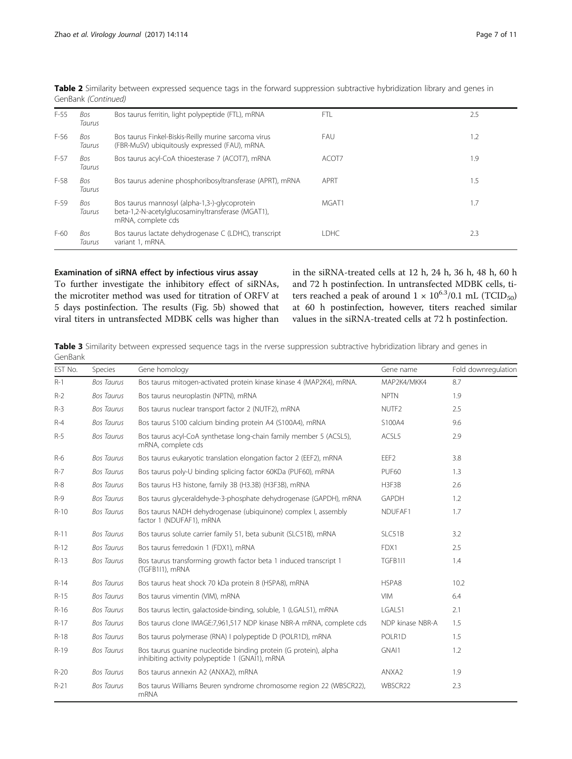**Table 2** Similarity between expressed sequence tags in the forward suppression subtractive hybridization library and genes in GenBank *(Continued)*

| | | | | |
|---|---|---|---|---|
| F-55 | *Bos Taurus* | Bos taurus ferritin, light polypeptide (FTL), mRNA | FTL | 2.5 |
| F-56 | *Bos Taurus* | Bos taurus Finkel-Biskis-Reilly murine sarcoma virus (FBR-MuSV) ubiquitously expressed (FAU), mRNA. | FAU | 1.2 |
| F-57 | *Bos Taurus* | Bos taurus acyl-CoA thioesterase 7 (ACOT7), mRNA | ACOT7 | 1.9 |
| F-58 | *Bos Taurus* | Bos taurus adenine phosphoribosyltransferase (APRT), mRNA | APRT | 1.5 |
| F-59 | *Bos Taurus* | Bos taurus mannosyl (alpha-1,3-)-glycoprotein beta-1,2-N-acetylglucosaminyltransferase (MGAT1), mRNA, complete cds | MGAT1 | 1.7 |
| F-60 | *Bos Taurus* | Bos taurus lactate dehydrogenase C (LDHC), transcript variant 1, mRNA. | LDHC | 2.3 |

#### Examination of siRNA effect by infectious virus assay

To further investigate the inhibitory effect of siRNAs, the microtiter method was used for titration of ORFV at 5 days postinfection. The results (Fig. 5b) showed that viral titers in untransfected MDBK cells was higher than in the siRNA-treated cells at 12 h, 24 h, 36 h, 48 h, 60 h and 72 h postinfection. In untransfected MDBK cells, titers reached a peak of around $1 \times 10^{6.3}$/0.1 mL ($TCID_{50}$) at 60 h postinfection, however, titers reached similar values in the siRNA-treated cells at 72 h postinfection.

**Table 3** Similarity between expressed sequence tags in the rverse suppression subtractive hybridization library and genes in GenBank

| EST No. | Species | Gene homology | Gene name | Fold downregulation |
|---|---|---|---|---|
| R-1 | *Bos Taurus* | Bos taurus mitogen-activated protein kinase kinase 4 (MAP2K4), mRNA. | MAP2K4/MKK4 | 8.7 |
| R-2 | *Bos Taurus* | Bos taurus neuroplastin (NPTN), mRNA | NPTN | 1.9 |
| R-3 | *Bos Taurus* | Bos taurus nuclear transport factor 2 (NUTF2), mRNA | NUTF2 | 2.5 |
| R-4 | *Bos Taurus* | Bos taurus S100 calcium binding protein A4 (S100A4), mRNA | S100A4 | 9.6 |
| R-5 | *Bos Taurus* | Bos taurus acyl-CoA synthetase long-chain family member 5 (ACSL5), mRNA, complete cds | ACSL5 | 2.9 |
| R-6 | *Bos Taurus* | Bos taurus eukaryotic translation elongation factor 2 (EEF2), mRNA | EEF2 | 3.8 |
| R-7 | *Bos Taurus* | Bos taurus poly-U binding splicing factor 60KDa (PUF60), mRNA | PUF60 | 1.3 |
| R-8 | *Bos Taurus* | Bos taurus H3 histone, family 3B (H3.3B) (H3F3B), mRNA | H3F3B | 2.6 |
| R-9 | *Bos Taurus* | Bos taurus glyceraldehyde-3-phosphate dehydrogenase (GAPDH), mRNA | GAPDH | 1.2 |
| R-10 | *Bos Taurus* | Bos taurus NADH dehydrogenase (ubiquinone) complex I, assembly factor 1 (NDUFAF1), mRNA | NDUFAF1 | 1.7 |
| R-11 | *Bos Taurus* | Bos taurus solute carrier family 51, beta subunit (SLC51B), mRNA | SLC51B | 3.2 |
| R-12 | *Bos Taurus* | Bos taurus ferredoxin 1 (FDX1), mRNA | FDX1 | 2.5 |
| R-13 | *Bos Taurus* | Bos taurus transforming growth factor beta 1 induced transcript 1 (TGFB1I1), mRNA | TGFB1I1 | 1.4 |
| R-14 | *Bos Taurus* | Bos taurus heat shock 70 kDa protein 8 (HSPA8), mRNA | HSPA8 | 10.2 |
| R-15 | *Bos Taurus* | Bos taurus vimentin (VIM), mRNA | VIM | 6.4 |
| R-16 | *Bos Taurus* | Bos taurus lectin, galactoside-binding, soluble, 1 (LGALS1), mRNA | LGALS1 | 2.1 |
| R-17 | *Bos Taurus* | Bos taurus clone IMAGE:7,961,517 NDP kinase NBR-A mRNA, complete cds | NDP kinase NBR-A | 1.5 |
| R-18 | *Bos Taurus* | Bos taurus polymerase (RNA) I polypeptide D (POLR1D), mRNA | POLR1D | 1.5 |
| R-19 | *Bos Taurus* | Bos taurus guanine nucleotide binding protein (G protein), alpha inhibiting activity polypeptide 1 (GNAI1), mRNA | GNAI1 | 1.2 |
| R-20 | *Bos Taurus* | Bos taurus annexin A2 (ANXA2), mRNA | ANXA2 | 1.9 |
| R-21 | *Bos Taurus* | Bos taurus Williams Beuren syndrome chromosome region 22 (WBSCR22), mRNA | WBSCR22 | 2.3 |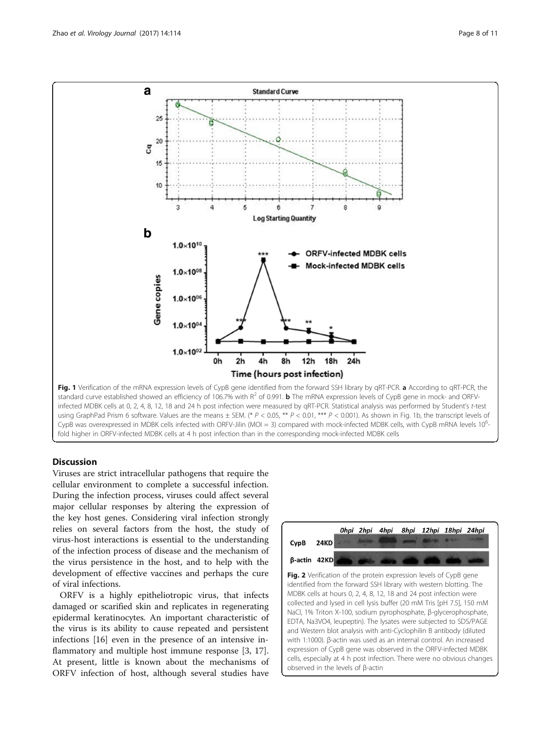**Fig. 1** Verification of the mRNA expression levels of CypB gene identified from the forward SSH library by qRT-PCR. **a** According to qRT-PCR, the standard curve established showed an efficiency of 106.7% with $R^2$ of 0.991. **b** The mRNA expression levels of CypB gene in mock- and ORFV-infected MDBK cells at 0, 2, 4, 8, 12, 18 and 24 h post infection were measured by qRT-PCR. Statistical analysis was performed by Student's *t*-test using GraphPad Prism 6 software. Values are the means ± SEM. (* $P < 0.05$, ** $P < 0.01$, *** $P < 0.001$). As shown in Fig. 1b, the transcript levels of CypB was overexpressed in MDBK cells infected with ORFV-Jilin (MOI = 3) compared with mock-infected MDBK cells, with CypB mRNA levels $10^6$-fold higher in ORFV-infected MDBK cells at 4 h post infection than in the corresponding mock-infected MDBK cells

## Discussion

Viruses are strict intracellular pathogens that require the cellular environment to complete a successful infection. During the infection process, viruses could affect several major cellular responses by altering the expression of the key host genes. Considering viral infection strongly relies on several factors from the host, the study of virus-host interactions is essential to the understanding of the infection process of disease and the mechanism of the virus persistence in the host, and to help with the development of effective vaccines and perhaps the cure of viral infections.

ORFV is a highly epitheliotropic virus, that infects damaged or scarified skin and replicates in regenerating epidermal keratinocytes. An important characteristic of the virus is its ability to cause repeated and persistent infections [16] even in the presence of an intensive inflammatory and multiple host immune response [3, 17]. At present, little is known about the mechanisms of ORFV infection of host, although several studies have

**Fig. 2** Verification of the protein expression levels of CypB gene identified from the forward SSH library with western blotting. The MDBK cells at hours 0, 2, 4, 8, 12, 18 and 24 post infection were collected and lysed in cell lysis buffer (20 mM Tris [pH 7.5], 150 mM NaCl, 1% Triton X-100, sodium pyrophosphate, β-glycerophosphate, EDTA, $Na_3VO_4$, leupeptin). The lysates were subjected to SDS/PAGE and Western blot analysis with anti-Cyclophilin B antibody (diluted with 1:1000). β-actin was used as an internal control. An increased expression of CypB gene was observed in the ORFV-infected MDBK cells, especially at 4 h post infection. There were no obvious changes observed in the levels of β-actin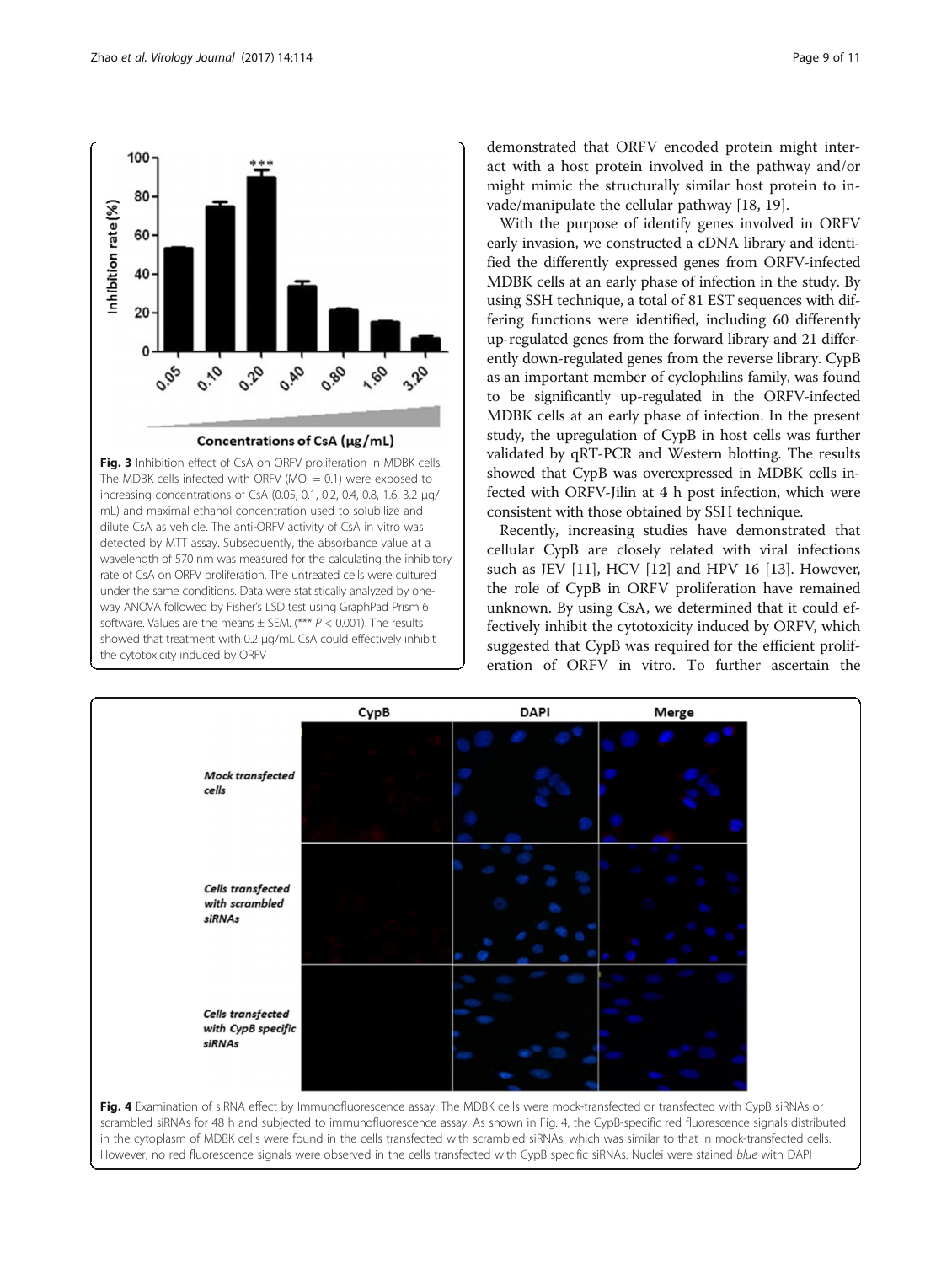Fig. 3 Inhibition effect of CsA on ORFV proliferation in MDBK cells. The MDBK cells infected with ORFV (MOI = 0.1) were exposed to increasing concentrations of CsA (0.05, 0.1, 0.2, 0.4, 0.8, 1.6, 3.2 μg/mL) and maximal ethanol concentration used to solubilize and dilute CsA as vehicle. The anti-ORFV activity of CsA in vitro was detected by MTT assay. Subsequently, the absorbance value at a wavelength of 570 nm was measured for the calculating the inhibitory rate of CsA on ORFV proliferation. The untreated cells were cultured under the same conditions. Data were statistically analyzed by one-way ANOVA followed by Fisher's LSD test using GraphPad Prism 6 software. Values are the means ± SEM. (*** $P < 0.001$). The results showed that treatment with 0.2 μg/mL CsA could effectively inhibit the cytotoxicity induced by ORFV

demonstrated that ORFV encoded protein might interact with a host protein involved in the pathway and/or might mimic the structurally similar host protein to invade/manipulate the cellular pathway [18, 19].

With the purpose of identify genes involved in ORFV early invasion, we constructed a cDNA library and identified the differently expressed genes from ORFV-infected MDBK cells at an early phase of infection in the study. By using SSH technique, a total of 81 EST sequences with differing functions were identified, including 60 differently up-regulated genes from the forward library and 21 differently down-regulated genes from the reverse library. CypB as an important member of cyclophilins family, was found to be significantly up-regulated in the ORFV-infected MDBK cells at an early phase of infection. In the present study, the upregulation of CypB in host cells was further validated by qRT-PCR and Western blotting. The results showed that CypB was overexpressed in MDBK cells infected with ORFV-Jilin at 4 h post infection, which were consistent with those obtained by SSH technique.

Recently, increasing studies have demonstrated that cellular CypB are closely related with viral infections such as JEV [11], HCV [12] and HPV 16 [13]. However, the role of CypB in ORFV proliferation have remained unknown. By using CsA, we determined that it could effectively inhibit the cytotoxicity induced by ORFV, which suggested that CypB was required for the efficient proliferation of ORFV in vitro. To further ascertain the

Fig. 4 Examination of siRNA effect by Immunofluorescence assay. The MDBK cells were mock-transfected or transfected with CypB siRNAs or scrambled siRNAs for 48 h and subjected to immunofluorescence assay. As shown in Fig. 4, the CypB-specific red fluorescence signals distributed in the cytoplasm of MDBK cells were found in the cells transfected with scrambled siRNAs, which was similar to that in mock-transfected cells. However, no red fluorescence signals were observed in the cells transfected with CypB specific siRNAs. Nuclei were stained *blue* with DAPI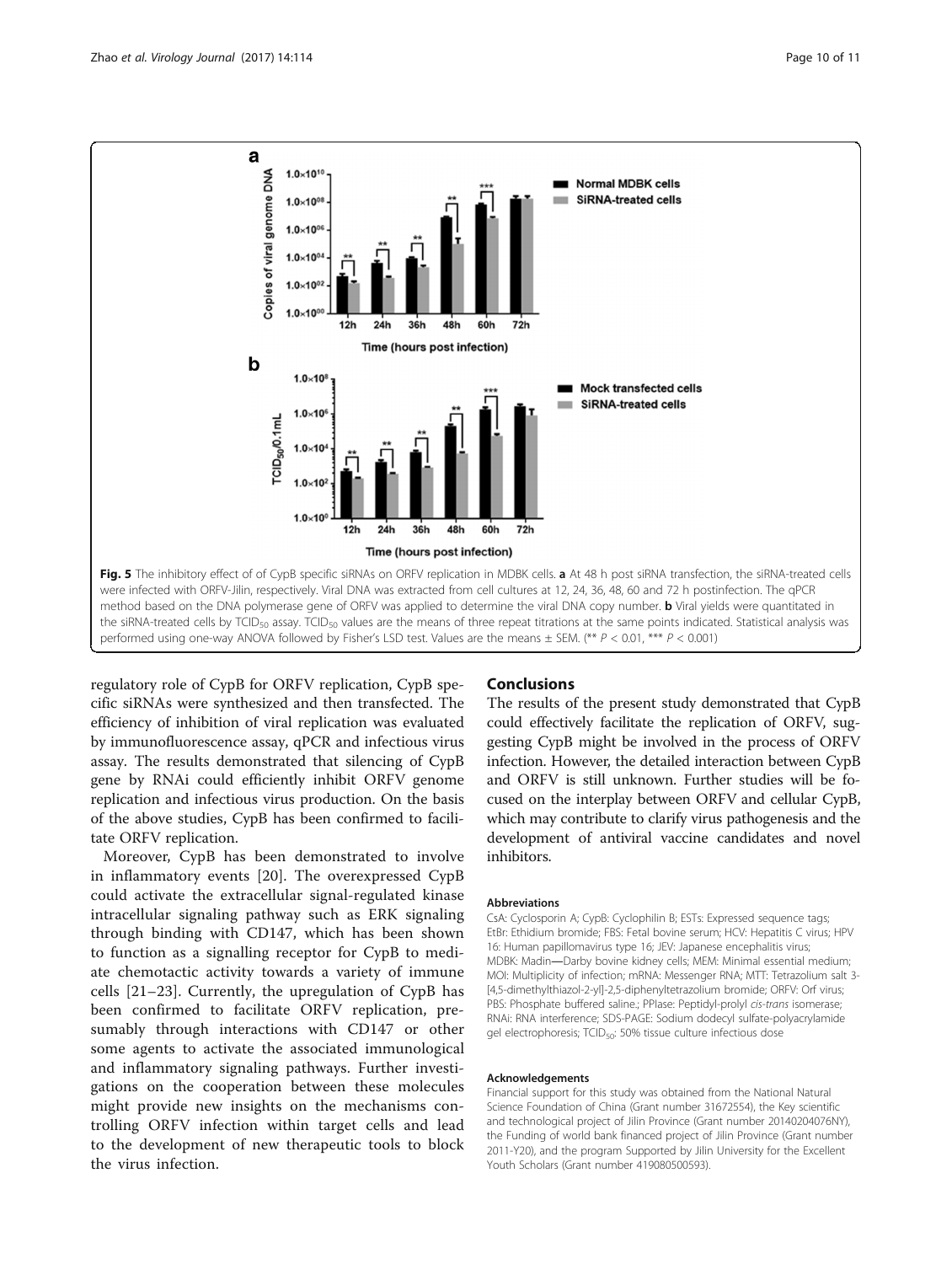**Fig. 5** The inhibitory effect of of CypB specific siRNAs on ORFV replication in MDBK cells. **a** At 48 h post siRNA transfection, the siRNA-treated cells were infected with ORFV-Jilin, respectively. Viral DNA was extracted from cell cultures at 12, 24, 36, 48, 60 and 72 h postinfection. The qPCR method based on the DNA polymerase gene of ORFV was applied to determine the viral DNA copy number. **b** Viral yields were quantitated in the siRNA-treated cells by $TCID_{50}$ assay. $TCID_{50}$ values are the means of three repeat titrations at the same points indicated. Statistical analysis was performed using one-way ANOVA followed by Fisher's LSD test. Values are the means ± SEM. (** $P < 0.01$, *** $P < 0.001$)

regulatory role of CypB for ORFV replication, CypB specific siRNAs were synthesized and then transfected. The efficiency of inhibition of viral replication was evaluated by immunofluorescence assay, qPCR and infectious virus assay. The results demonstrated that silencing of CypB gene by RNAi could efficiently inhibit ORFV genome replication and infectious virus production. On the basis of the above studies, CypB has been confirmed to facilitate ORFV replication.

Moreover, CypB has been demonstrated to involve in inflammatory events [20]. The overexpressed CypB could activate the extracellular signal-regulated kinase intracellular signaling pathway such as ERK signaling through binding with CD147, which has been shown to function as a signalling receptor for CypB to mediate chemotactic activity towards a variety of immune cells [21–23]. Currently, the upregulation of CypB has been confirmed to facilitate ORFV replication, presumably through interactions with CD147 or other some agents to activate the associated immunological and inflammatory signaling pathways. Further investigations on the cooperation between these molecules might provide new insights on the mechanisms controlling ORFV infection within target cells and lead to the development of new therapeutic tools to block the virus infection.

## Conclusions

The results of the present study demonstrated that CypB could effectively facilitate the replication of ORFV, suggesting CypB might be involved in the process of ORFV infection. However, the detailed interaction between CypB and ORFV is still unknown. Further studies will be focused on the interplay between ORFV and cellular CypB, which may contribute to clarify virus pathogenesis and the development of antiviral vaccine candidates and novel inhibitors.

#### Abbreviations

CsA: Cyclosporin A; CypB: Cyclophilin B; ESTs: Expressed sequence tags; EtBr: Ethidium bromide; FBS: Fetal bovine serum; HCV: Hepatitis C virus; HPV 16: Human papillomavirus type 16; JEV: Japanese encephalitis virus; MDBK: Madin—Darby bovine kidney cells; MEM: Minimal essential medium; MOI: Multiplicity of infection; mRNA: Messenger RNA; MTT: Tetrazolium salt 3-[4,5-dimethylthiazol-2-yl]-2,5-diphenyltetrazolium bromide; ORFV: Orf virus; PBS: Phosphate buffered saline.; PPIase: Peptidyl-prolyl *cis-trans* isomerase; RNAi: RNA interference; SDS-PAGE: Sodium dodecyl sulfate-polyacrylamide gel electrophoresis; $TCID_{50}$: 50% tissue culture infectious dose

#### Acknowledgements

Financial support for this study was obtained from the National Natural Science Foundation of China (Grant number 31672554), the Key scientific and technological project of Jilin Province (Grant number 20140204076NY), the Funding of world bank financed project of Jilin Province (Grant number 2011-Y20), and the program Supported by Jilin University for the Excellent Youth Scholars (Grant number 419080500593).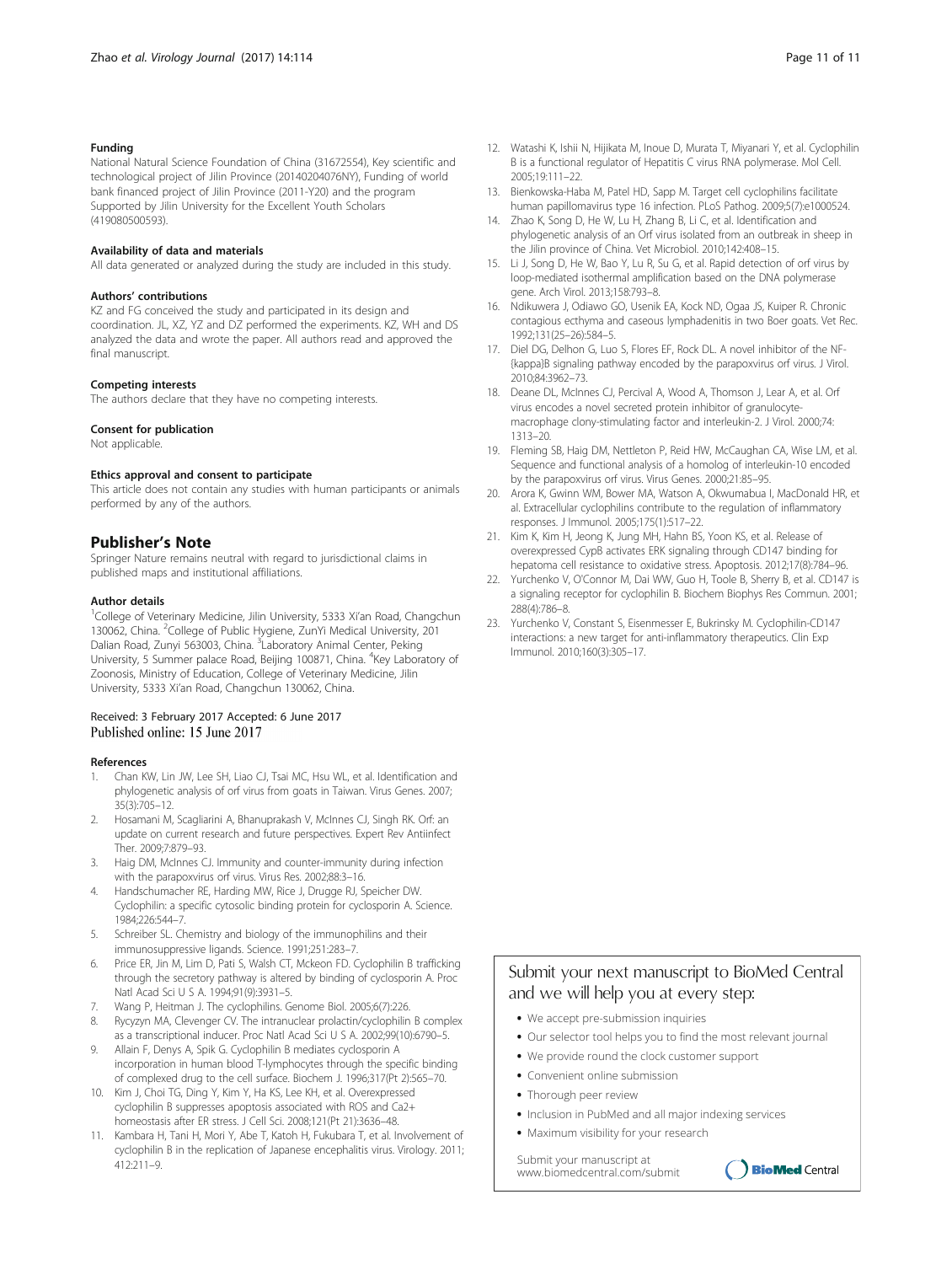### Funding

National Natural Science Foundation of China (31672554), Key scientific and technological project of Jilin Province (20140204076NY), Funding of world bank financed project of Jilin Province (2011-Y20) and the program Supported by Jilin University for the Excellent Youth Scholars (419080500593).

### Availability of data and materials

All data generated or analyzed during the study are included in this study.

### Authors' contributions

KZ and FG conceived the study and participated in its design and coordination. JL, XZ, YZ and DZ performed the experiments. KZ, WH and DS analyzed the data and wrote the paper. All authors read and approved the final manuscript.

### Competing interests

The authors declare that they have no competing interests.

### Consent for publication

Not applicable.

### Ethics approval and consent to participate

This article does not contain any studies with human participants or animals performed by any of the authors.

## Publisher's Note

Springer Nature remains neutral with regard to jurisdictional claims in published maps and institutional affiliations.

### Author details

[1]College of Veterinary Medicine, Jilin University, 5333 Xi'an Road, Changchun 130062, China. [2]College of Public Hygiene, ZunYi Medical University, 201 Dalian Road, Zunyi 563003, China. [3]Laboratory Animal Center, Peking University, 5 Summer palace Road, Beijing 100871, China. [4]Key Laboratory of Zoonosis, Ministry of Education, College of Veterinary Medicine, Jilin University, 5333 Xi'an Road, Changchun 130062, China.

Received: 3 February 2017 Accepted: 6 June 2017
Published online: 15 June 2017

### References

1. Chan KW, Lin JW, Lee SH, Liao CJ, Tsai MC, Hsu WL, et al. Identification and phylogenetic analysis of orf virus from goats in Taiwan. Virus Genes. 2007; 35(3):705–12.
2. Hosamani M, Scagliarini A, Bhanuprakash V, McInnes CJ, Singh RK. Orf: an update on current research and future perspectives. Expert Rev Antiinfect Ther. 2009;7:879–93.
3. Haig DM, McInnes CJ. Immunity and counter-immunity during infection with the parapoxvirus orf virus. Virus Res. 2002;88:3–16.
4. Handschumacher RE, Harding MW, Rice J, Drugge RJ, Speicher DW. Cyclophilin: a specific cytosolic binding protein for cyclosporin A. Science. 1984;226:544–7.
5. Schreiber SL. Chemistry and biology of the immunophilins and their immunosuppressive ligands. Science. 1991;251:283–7.
6. Price ER, Jin M, Lim D, Pati S, Walsh CT, Mckeon FD. Cyclophilin B trafficking through the secretory pathway is altered by binding of cyclosporin A. Proc Natl Acad Sci U S A. 1994;91(9):3931–5.
7. Wang P, Heitman J. The cyclophilins. Genome Biol. 2005;6(7):226.
8. Rycyzyn MA, Clevenger CV. The intranuclear prolactin/cyclophilin B complex as a transcriptional inducer. Proc Natl Acad Sci U S A. 2002;99(10):6790–5.
9. Allain F, Denys A, Spik G. Cyclophilin B mediates cyclosporin A incorporation in human blood T-lymphocytes through the specific binding of complexed drug to the cell surface. Biochem J. 1996;317(Pt 2):565–70.
10. Kim J, Choi TG, Ding Y, Kim Y, Ha KS, Lee KH, et al. Overexpressed cyclophilin B suppresses apoptosis associated with ROS and Ca2+ homeostasis after ER stress. J Cell Sci. 2008;121(Pt 21):3636–48.
11. Kambara H, Tani H, Mori Y, Abe T, Katoh H, Fukubara T, et al. Involvement of cyclophilin B in the replication of Japanese encephalitis virus. Virology. 2011; 412:211–9.
12. Watashi K, Ishii N, Hijikata M, Inoue D, Murata T, Miyanari Y, et al. Cyclophilin B is a functional regulator of Hepatitis C virus RNA polymerase. Mol Cell. 2005;19:111–22.
13. Bienkowska-Haba M, Patel HD, Sapp M. Target cell cyclophilins facilitate human papillomavirus type 16 infection. PLoS Pathog. 2009;5(7):e1000524.
14. Zhao K, Song D, He W, Lu H, Zhang B, Li C, et al. Identification and phylogenetic analysis of an Orf virus isolated from an outbreak in sheep in the Jilin province of China. Vet Microbiol. 2010;142:408–15.
15. Li J, Song D, He W, Bao Y, Lu R, Su G, et al. Rapid detection of orf virus by loop-mediated isothermal amplification based on the DNA polymerase gene. Arch Virol. 2013;158:793–8.
16. Ndikuwera J, Odiawo GO, Usenik EA, Kock ND, Ogaa JS, Kuiper R. Chronic contagious ecthyma and caseous lymphadenitis in two Boer goats. Vet Rec. 1992;131(25–26):584–5.
17. Diel DG, Delhon G, Luo S, Flores EF, Rock DL. A novel inhibitor of the NF-{kappa}B signaling pathway encoded by the parapoxvirus orf virus. J Virol. 2010;84:3962–73.
18. Deane DL, McInnes CJ, Percival A, Wood A, Thomson J, Lear A, et al. Orf virus encodes a novel secreted protein inhibitor of granulocyte-macrophage clony-stimulating factor and interleukin-2. J Virol. 2000;74: 1313–20.
19. Fleming SB, Haig DM, Nettleton P, Reid HW, McCaughan CA, Wise LM, et al. Sequence and functional analysis of a homolog of interleukin-10 encoded by the parapoxvirus orf virus. Virus Genes. 2000;21:85–95.
20. Arora K, Gwinn WM, Bower MA, Watson A, Okwumabua I, MacDonald HR, et al. Extracellular cyclophilins contribute to the regulation of inflammatory responses. J Immunol. 2005;175(1):517–22.
21. Kim K, Kim H, Jeong K, Jung MH, Hahn BS, Yoon KS, et al. Release of overexpressed CypB activates ERK signaling through CD147 binding for hepatoma cell resistance to oxidative stress. Apoptosis. 2012;17(8):784–96.
22. Yurchenko V, O'Connor M, Dai WW, Guo H, Toole B, Sherry B, et al. CD147 is a signaling receptor for cyclophilin B. Biochem Biophys Res Commun. 2001; 288(4):786–8.
23. Yurchenko V, Constant S, Eisenmesser E, Bukrinsky M. Cyclophilin-CD147 interactions: a new target for anti-inflammatory therapeutics. Clin Exp Immunol. 2010;160(3):305–17.

Submit your next manuscript to BioMed Central and we will help you at every step:

- We accept pre-submission inquiries
- Our selector tool helps you to find the most relevant journal
- We provide round the clock customer support
- Convenient online submission
- Thorough peer review
- Inclusion in PubMed and all major indexing services
- Maximum visibility for your research

Submit your manuscript at www.biomedcentral.com/submit

BioMed Central